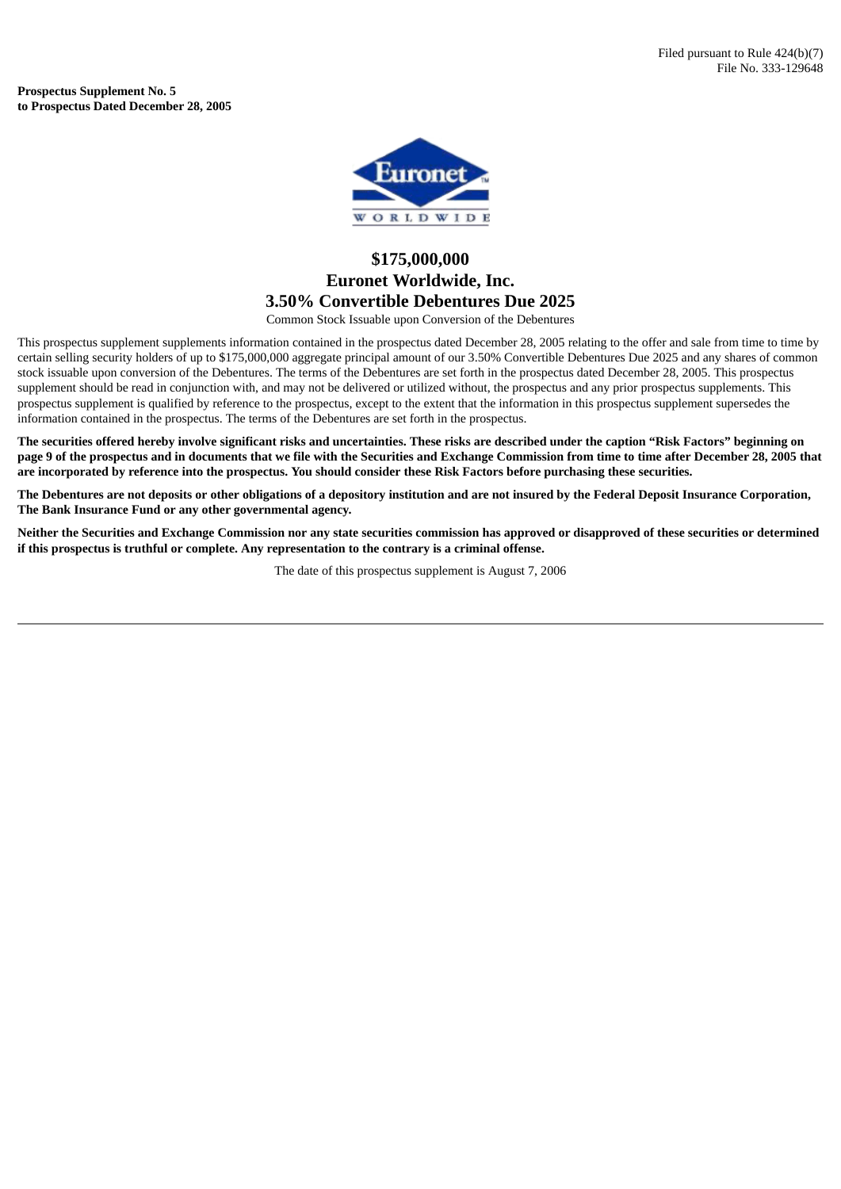Filed pursuant to Rule 424(b)(7)
File No. 333-129648

**Prospectus Supplement No. 5**
**to Prospectus Dated December 28, 2005**

# $175,000,000
# Euronet Worldwide, Inc.
# 3.50% Convertible Debentures Due 2025

Common Stock Issuable upon Conversion of the Debentures

This prospectus supplement supplements information contained in the prospectus dated December 28, 2005 relating to the offer and sale from time to time by certain selling security holders of up to $175,000,000 aggregate principal amount of our 3.50% Convertible Debentures Due 2025 and any shares of common stock issuable upon conversion of the Debentures. The terms of the Debentures are set forth in the prospectus dated December 28, 2005. This prospectus supplement should be read in conjunction with, and may not be delivered or utilized without, the prospectus and any prior prospectus supplements. This prospectus supplement is qualified by reference to the prospectus, except to the extent that the information in this prospectus supplement supersedes the information contained in the prospectus. The terms of the Debentures are set forth in the prospectus.

**The securities offered hereby involve significant risks and uncertainties. These risks are described under the caption "Risk Factors" beginning on page 9 of the prospectus and in documents that we file with the Securities and Exchange Commission from time to time after December 28, 2005 that are incorporated by reference into the prospectus. You should consider these Risk Factors before purchasing these securities.**

**The Debentures are not deposits or other obligations of a depository institution and are not insured by the Federal Deposit Insurance Corporation, The Bank Insurance Fund or any other governmental agency.**

**Neither the Securities and Exchange Commission nor any state securities commission has approved or disapproved of these securities or determined if this prospectus is truthful or complete. Any representation to the contrary is a criminal offense.**

The date of this prospectus supplement is August 7, 2006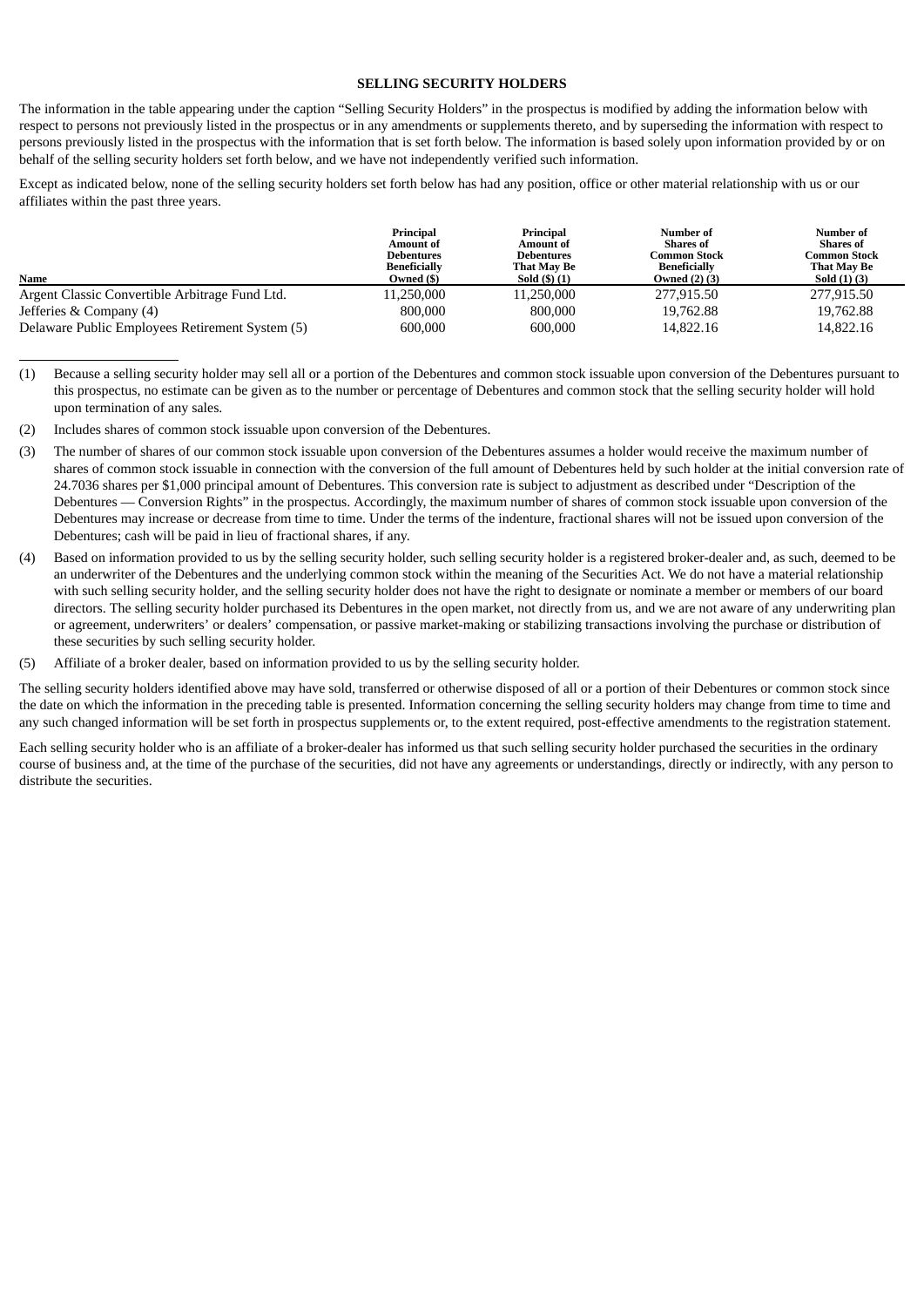## SELLING SECURITY HOLDERS

The information in the table appearing under the caption "Selling Security Holders" in the prospectus is modified by adding the information below with respect to persons not previously listed in the prospectus or in any amendments or supplements thereto, and by superseding the information with respect to persons previously listed in the prospectus with the information that is set forth below. The information is based solely upon information provided by or on behalf of the selling security holders set forth below, and we have not independently verified such information.

Except as indicated below, none of the selling security holders set forth below has had any position, office or other material relationship with us or our affiliates within the past three years.

| Name | Principal Amount of Debentures Beneficially Owned ($) | Principal Amount of Debentures That May Be Sold ($) (1) | Number of Shares of Common Stock Beneficially Owned (2) (3) | Number of Shares of Common Stock That May Be Sold (1) (3) |
|---|---|---|---|---|
| Argent Classic Convertible Arbitrage Fund Ltd. | 11,250,000 | 11,250,000 | 277,915.50 | 277,915.50 |
| Jefferies & Company (4) | 800,000 | 800,000 | 19,762.88 | 19,762.88 |
| Delaware Public Employees Retirement System (5) | 600,000 | 600,000 | 14,822.16 | 14,822.16 |

(1) Because a selling security holder may sell all or a portion of the Debentures and common stock issuable upon conversion of the Debentures pursuant to this prospectus, no estimate can be given as to the number or percentage of Debentures and common stock that the selling security holder will hold upon termination of any sales.

(2) Includes shares of common stock issuable upon conversion of the Debentures.

(3) The number of shares of our common stock issuable upon conversion of the Debentures assumes a holder would receive the maximum number of shares of common stock issuable in connection with the conversion of the full amount of Debentures held by such holder at the initial conversion rate of 24.7036 shares per $1,000 principal amount of Debentures. This conversion rate is subject to adjustment as described under "Description of the Debentures — Conversion Rights" in the prospectus. Accordingly, the maximum number of shares of common stock issuable upon conversion of the Debentures may increase or decrease from time to time. Under the terms of the indenture, fractional shares will not be issued upon conversion of the Debentures; cash will be paid in lieu of fractional shares, if any.

(4) Based on information provided to us by the selling security holder, such selling security holder is a registered broker-dealer and, as such, deemed to be an underwriter of the Debentures and the underlying common stock within the meaning of the Securities Act. We do not have a material relationship with such selling security holder, and the selling security holder does not have the right to designate or nominate a member or members of our board directors. The selling security holder purchased its Debentures in the open market, not directly from us, and we are not aware of any underwriting plan or agreement, underwriters' or dealers' compensation, or passive market-making or stabilizing transactions involving the purchase or distribution of these securities by such selling security holder.

(5) Affiliate of a broker dealer, based on information provided to us by the selling security holder.

The selling security holders identified above may have sold, transferred or otherwise disposed of all or a portion of their Debentures or common stock since the date on which the information in the preceding table is presented. Information concerning the selling security holders may change from time to time and any such changed information will be set forth in prospectus supplements or, to the extent required, post-effective amendments to the registration statement.

Each selling security holder who is an affiliate of a broker-dealer has informed us that such selling security holder purchased the securities in the ordinary course of business and, at the time of the purchase of the securities, did not have any agreements or understandings, directly or indirectly, with any person to distribute the securities.